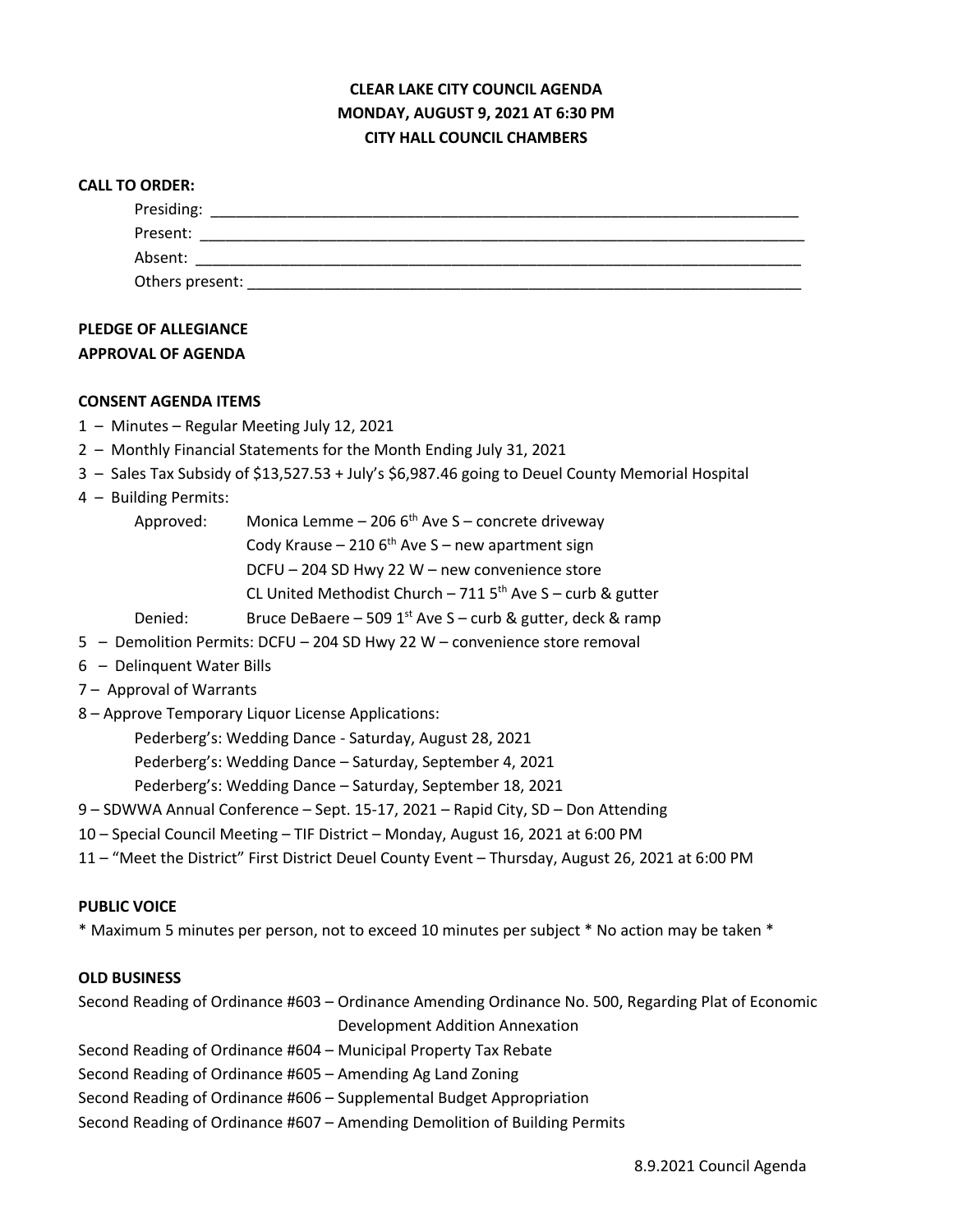**CLEAR LAKE CITY COUNCIL AGENDA**
**MONDAY, AUGUST 9, 2021 AT 6:30 PM**
**CITY HALL COUNCIL CHAMBERS**

**CALL TO ORDER:**

Presiding: ________________________________________________

Present: ________________________________________________

Absent: ________________________________________________

Others present: ________________________________________________

**PLEDGE OF ALLEGIANCE**

**APPROVAL OF AGENDA**

**CONSENT AGENDA ITEMS**

1 – Minutes – Regular Meeting July 12, 2021

2 – Monthly Financial Statements for the Month Ending July 31, 2021

3 – Sales Tax Subsidy of $13,527.53 + July's $6,987.46 going to Deuel County Memorial Hospital

4 – Building Permits:

Approved: Monica Lemme – 206 6th Ave S – concrete driveway
Cody Krause – 210 6th Ave S – new apartment sign
DCFU – 204 SD Hwy 22 W – new convenience store
CL United Methodist Church – 711 5th Ave S – curb & gutter

Denied: Bruce DeBaere – 509 1st Ave S – curb & gutter, deck & ramp

5 – Demolition Permits: DCFU – 204 SD Hwy 22 W – convenience store removal

6 – Delinquent Water Bills

7 – Approval of Warrants

8 – Approve Temporary Liquor License Applications:

Pederberg's: Wedding Dance - Saturday, August 28, 2021
Pederberg's: Wedding Dance – Saturday, September 4, 2021
Pederberg's: Wedding Dance – Saturday, September 18, 2021

9 – SDWWA Annual Conference – Sept. 15-17, 2021 – Rapid City, SD – Don Attending

10 – Special Council Meeting – TIF District – Monday, August 16, 2021 at 6:00 PM

11 – "Meet the District" First District Deuel County Event – Thursday, August 26, 2021 at 6:00 PM

**PUBLIC VOICE**

* Maximum 5 minutes per person, not to exceed 10 minutes per subject * No action may be taken *

**OLD BUSINESS**

Second Reading of Ordinance #603 – Ordinance Amending Ordinance No. 500, Regarding Plat of Economic Development Addition Annexation

Second Reading of Ordinance #604 – Municipal Property Tax Rebate

Second Reading of Ordinance #605 – Amending Ag Land Zoning

Second Reading of Ordinance #606 – Supplemental Budget Appropriation

Second Reading of Ordinance #607 – Amending Demolition of Building Permits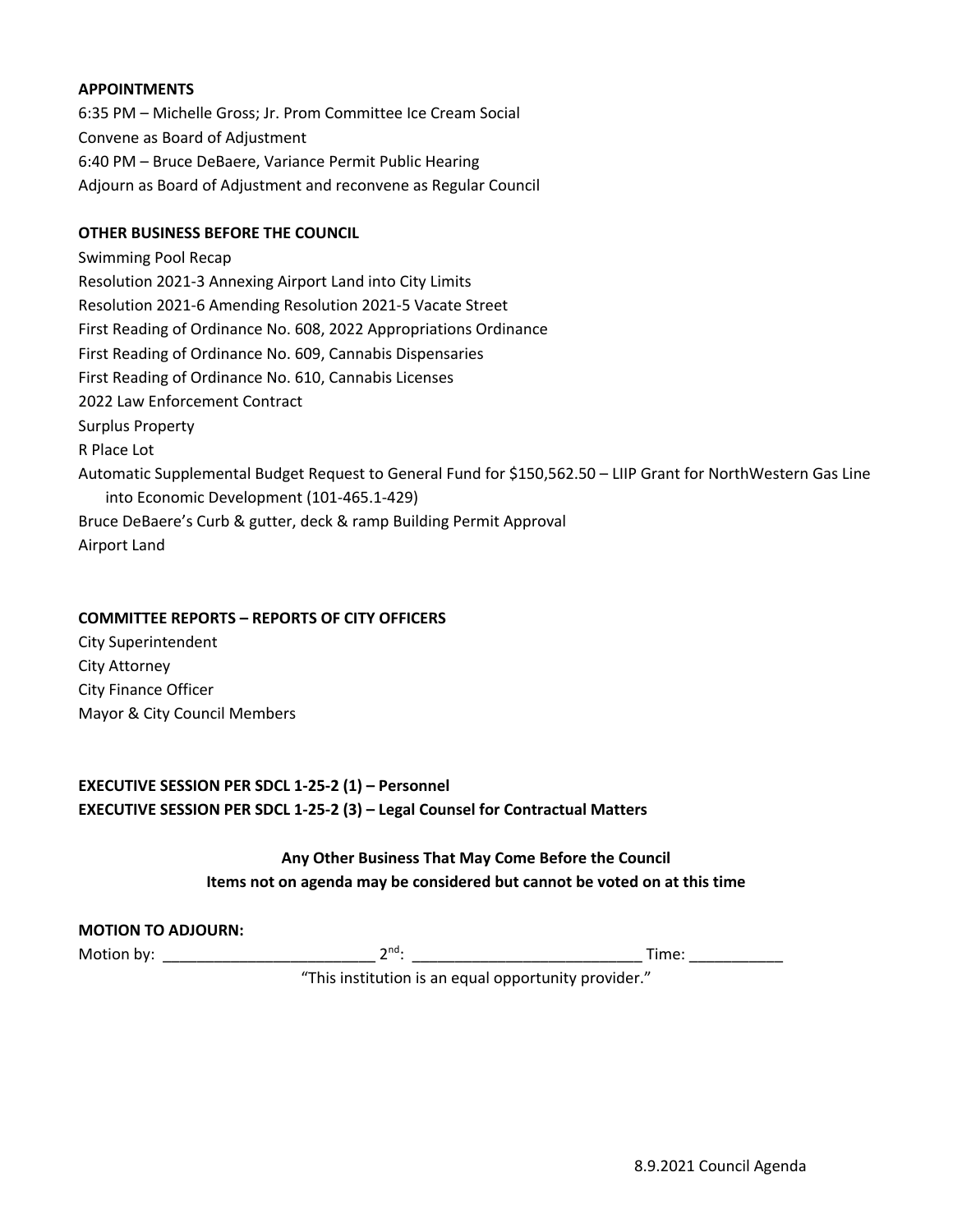**APPOINTMENTS**

6:35 PM – Michelle Gross; Jr. Prom Committee Ice Cream Social

Convene as Board of Adjustment

6:40 PM – Bruce DeBaere, Variance Permit Public Hearing

Adjourn as Board of Adjustment and reconvene as Regular Council

**OTHER BUSINESS BEFORE THE COUNCIL**

Swimming Pool Recap

Resolution 2021-3 Annexing Airport Land into City Limits

Resolution 2021-6 Amending Resolution 2021-5 Vacate Street

First Reading of Ordinance No. 608, 2022 Appropriations Ordinance

First Reading of Ordinance No. 609, Cannabis Dispensaries

First Reading of Ordinance No. 610, Cannabis Licenses

2022 Law Enforcement Contract

Surplus Property

R Place Lot

Automatic Supplemental Budget Request to General Fund for $150,562.50 – LIIP Grant for NorthWestern Gas Line into Economic Development (101-465.1-429)

Bruce DeBaere's Curb & gutter, deck & ramp Building Permit Approval

Airport Land

**COMMITTEE REPORTS – REPORTS OF CITY OFFICERS**

City Superintendent

City Attorney

City Finance Officer

Mayor & City Council Members

**EXECUTIVE SESSION PER SDCL 1-25-2 (1) – Personnel**

**EXECUTIVE SESSION PER SDCL 1-25-2 (3) – Legal Counsel for Contractual Matters**

**Any Other Business That May Come Before the Council**

**Items not on agenda may be considered but cannot be voted on at this time**

**MOTION TO ADJOURN:**

Motion by: ________________________ 2nd: __________________________ Time: ___________

"This institution is an equal opportunity provider."

8.9.2021 Council Agenda